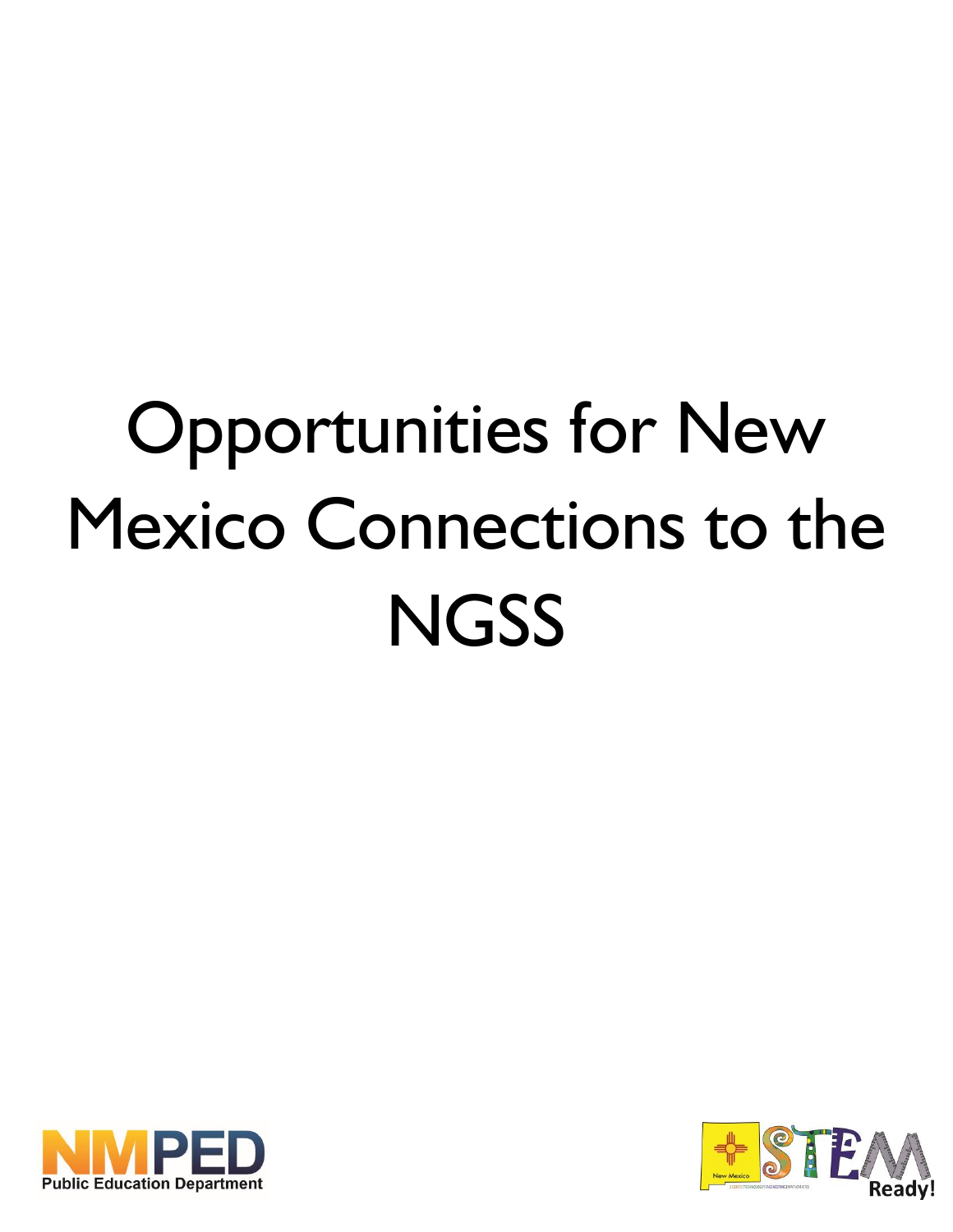# Opportunities for New Mexico Connections to the NGSS

NMPED
Public Education Department

New Mexico STEM Ready!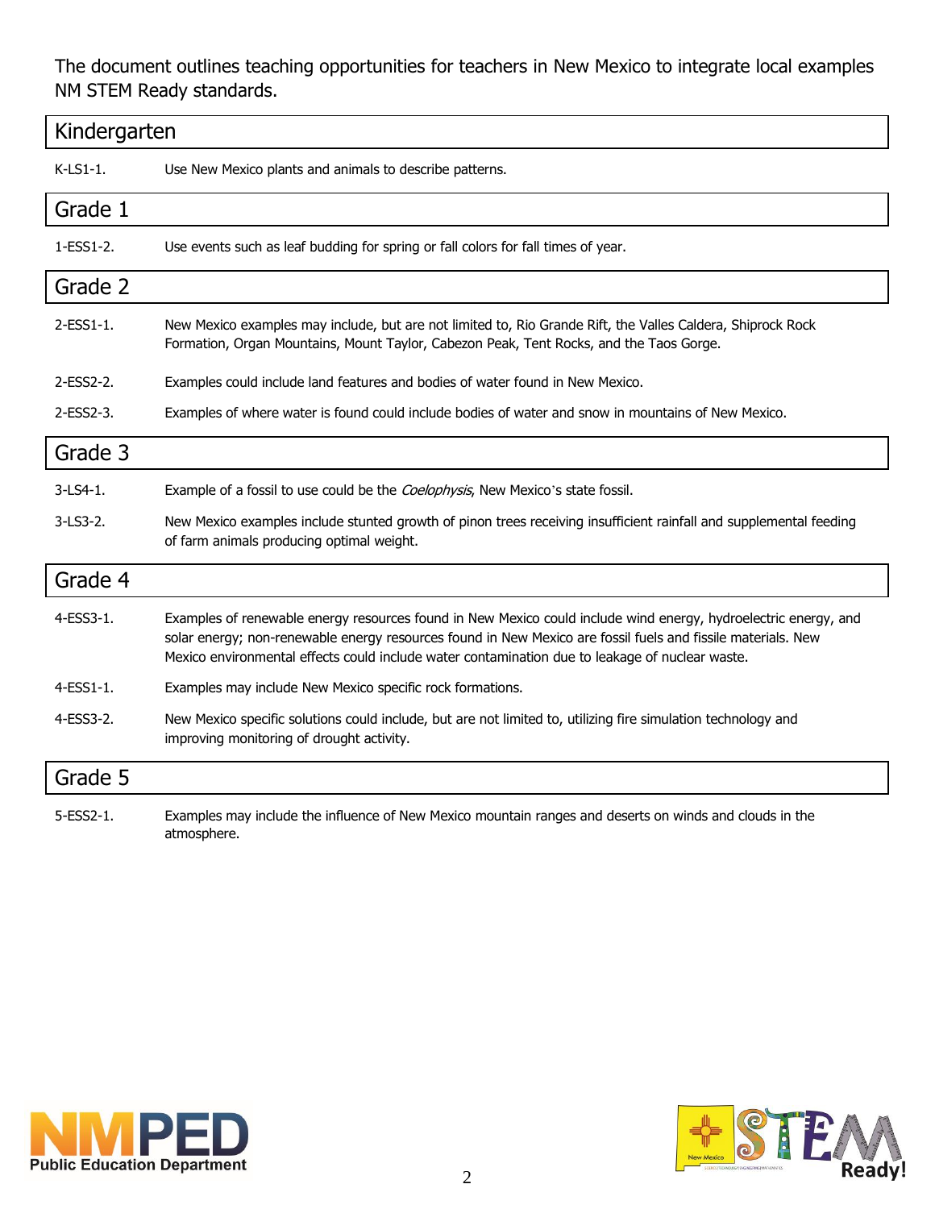The document outlines teaching opportunities for teachers in New Mexico to integrate local examples NM STEM Ready standards.

## Kindergarten

K-LS1-1. Use New Mexico plants and animals to describe patterns.

## Grade 1

1-ESS1-2. Use events such as leaf budding for spring or fall colors for fall times of year.

## Grade 2

2-ESS1-1. New Mexico examples may include, but are not limited to, Rio Grande Rift, the Valles Caldera, Shiprock Rock Formation, Organ Mountains, Mount Taylor, Cabezon Peak, Tent Rocks, and the Taos Gorge.

2-ESS2-2. Examples could include land features and bodies of water found in New Mexico.

2-ESS2-3. Examples of where water is found could include bodies of water and snow in mountains of New Mexico.

## Grade 3

3-LS4-1. Example of a fossil to use could be the *Coelophysis*, New Mexico's state fossil.

3-LS3-2. New Mexico examples include stunted growth of pinon trees receiving insufficient rainfall and supplemental feeding of farm animals producing optimal weight.

## Grade 4

4-ESS3-1. Examples of renewable energy resources found in New Mexico could include wind energy, hydroelectric energy, and solar energy; non-renewable energy resources found in New Mexico are fossil fuels and fissile materials. New Mexico environmental effects could include water contamination due to leakage of nuclear waste.

4-ESS1-1. Examples may include New Mexico specific rock formations.

4-ESS3-2. New Mexico specific solutions could include, but are not limited to, utilizing fire simulation technology and improving monitoring of drought activity.

## Grade 5

5-ESS2-1. Examples may include the influence of New Mexico mountain ranges and deserts on winds and clouds in the atmosphere.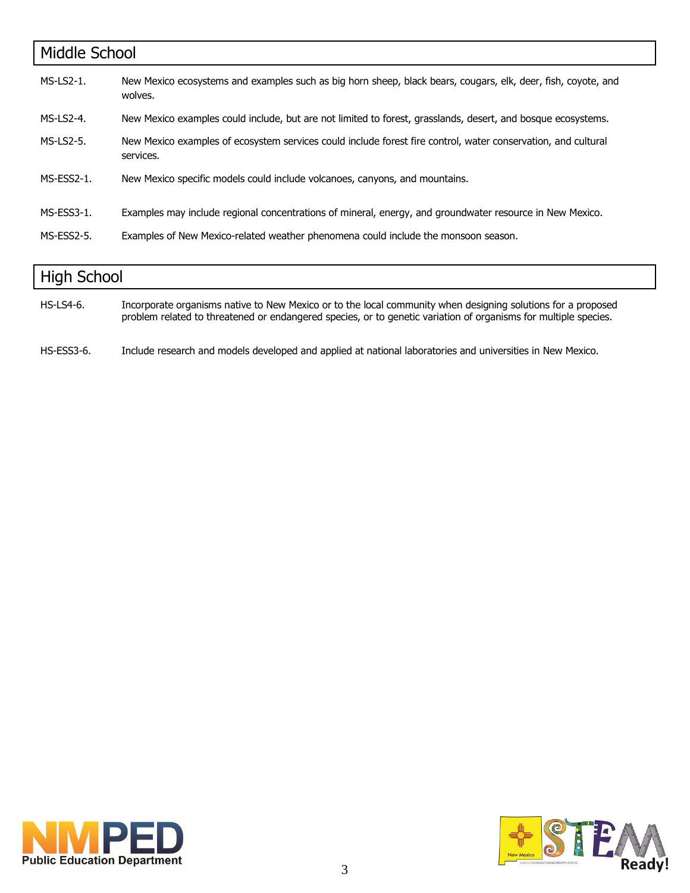## Middle School

MS-LS2-1. New Mexico ecosystems and examples such as big horn sheep, black bears, cougars, elk, deer, fish, coyote, and wolves.

MS-LS2-4. New Mexico examples could include, but are not limited to forest, grasslands, desert, and bosque ecosystems.

MS-LS2-5. New Mexico examples of ecosystem services could include forest fire control, water conservation, and cultural services.

MS-ESS2-1. New Mexico specific models could include volcanoes, canyons, and mountains.

MS-ESS3-1. Examples may include regional concentrations of mineral, energy, and groundwater resource in New Mexico.

MS-ESS2-5. Examples of New Mexico-related weather phenomena could include the monsoon season.

## High School

HS-LS4-6. Incorporate organisms native to New Mexico or to the local community when designing solutions for a proposed problem related to threatened or endangered species, or to genetic variation of organisms for multiple species.

HS-ESS3-6. Include research and models developed and applied at national laboratories and universities in New Mexico.